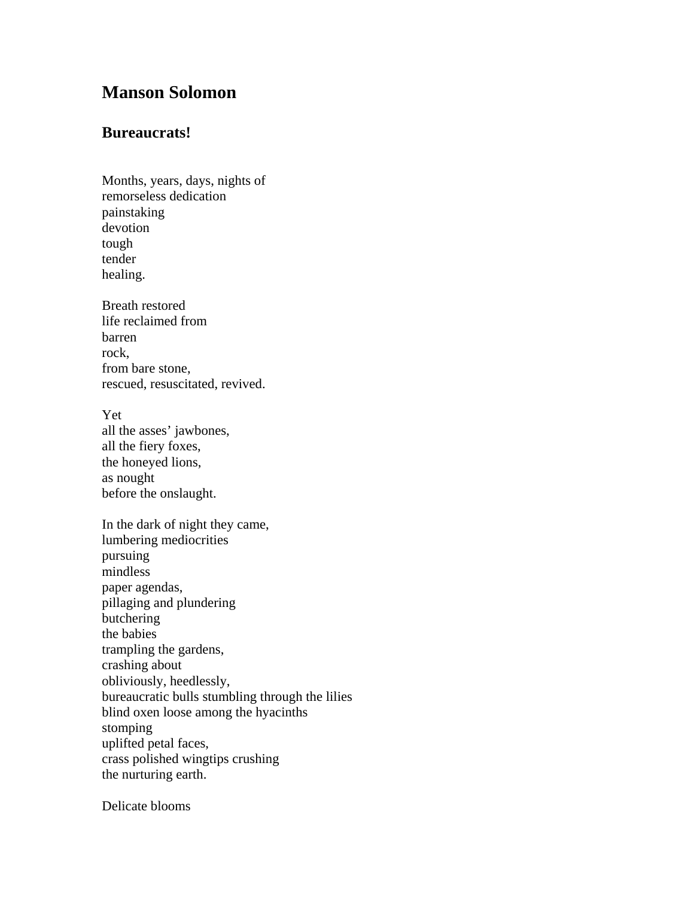## Manson Solomon

### Bureaucrats!

Months, years, days, nights of  
remorseless dedication  
painstaking  
devotion  
tough  
tender  
healing.

Breath restored  
life reclaimed from  
barren  
rock,  
from bare stone,  
rescued, resuscitated, revived.

Yet  
all the asses' jawbones,  
all the fiery foxes,  
the honeyed lions,  
as nought  
before the onslaught.

In the dark of night they came,  
lumbering mediocrities  
pursuing  
mindless  
paper agendas,  
pillaging and plundering  
butchering  
the babies  
trampling the gardens,  
crashing about  
obliviously, heedlessly,  
bureaucratic bulls stumbling through the lilies  
blind oxen loose among the hyacinths  
stomping  
uplifted petal faces,  
crass polished wingtips crushing  
the nurturing earth.

Delicate blooms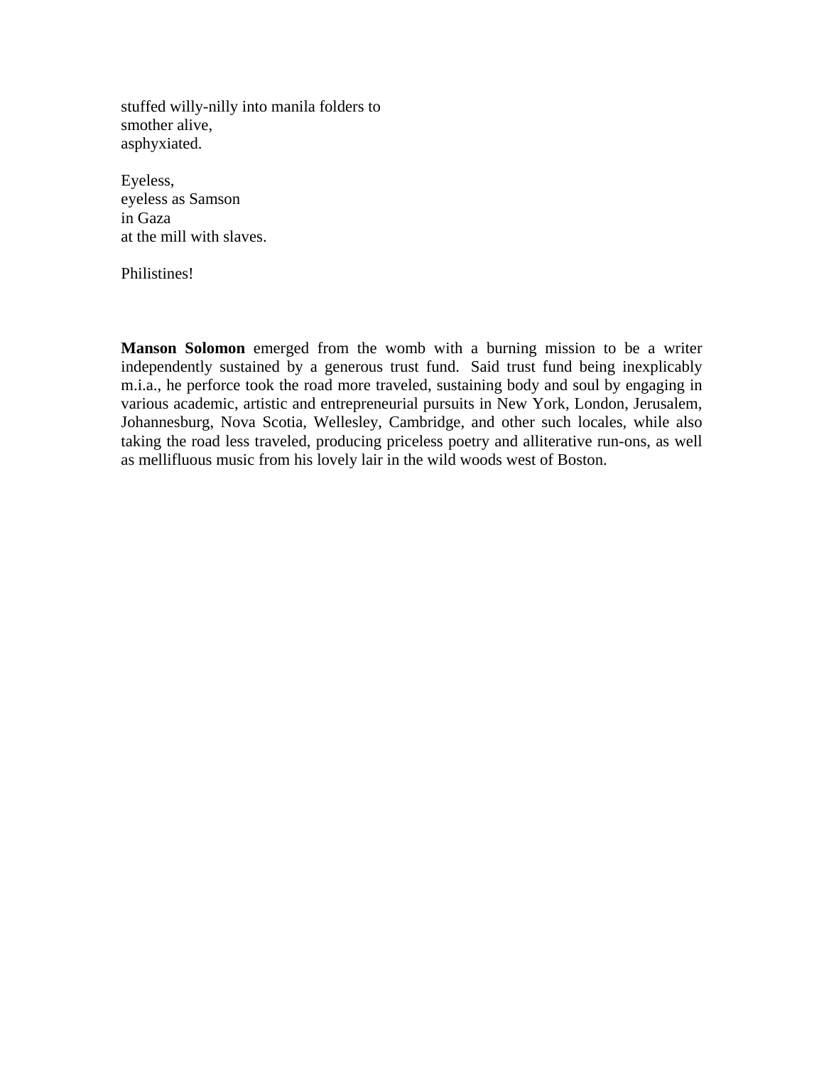stuffed willy-nilly into manila folders to  
smother alive,  
asphyxiated.

Eyeless,  
eyeless as Samson  
in Gaza  
at the mill with slaves.

Philistines!

**Manson Solomon** emerged from the womb with a burning mission to be a writer independently sustained by a generous trust fund. Said trust fund being inexplicably m.i.a., he perforce took the road more traveled, sustaining body and soul by engaging in various academic, artistic and entrepreneurial pursuits in New York, London, Jerusalem, Johannesburg, Nova Scotia, Wellesley, Cambridge, and other such locales, while also taking the road less traveled, producing priceless poetry and alliterative run-ons, as well as mellifluous music from his lovely lair in the wild woods west of Boston.